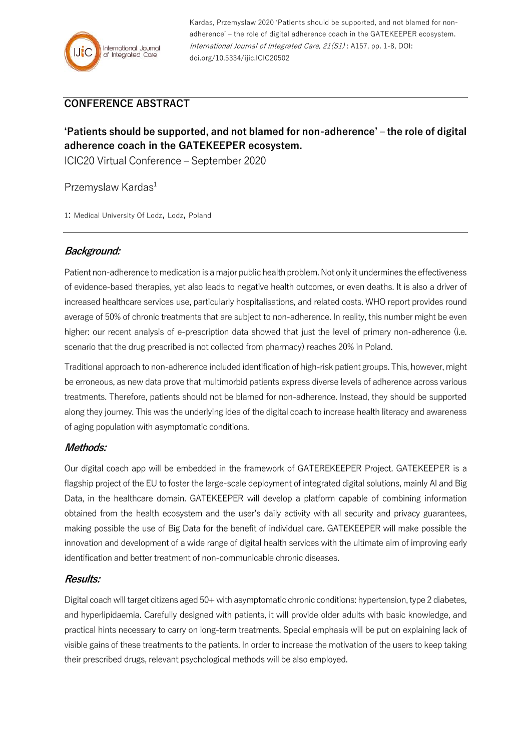Kardas, Przemyslaw 2020 'Patients should be supported, and not blamed for non-adherence' – the role of digital adherence coach in the GATEKEEPER ecosystem. *International Journal of Integrated Care, 21(S1)* : A157, pp. 1-8, DOI: doi.org/10.5334/ijic.ICIC20502

## CONFERENCE ABSTRACT

# 'Patients should be supported, and not blamed for non-adherence' – the role of digital adherence coach in the GATEKEEPER ecosystem.

ICIC20 Virtual Conference – September 2020

Przemyslaw Kardas[1]

1: Medical University Of Lodz, Lodz, Poland

### *Background:*

Patient non-adherence to medication is a major public health problem. Not only it undermines the effectiveness of evidence-based therapies, yet also leads to negative health outcomes, or even deaths. It is also a driver of increased healthcare services use, particularly hospitalisations, and related costs. WHO report provides round average of 50% of chronic treatments that are subject to non-adherence. In reality, this number might be even higher: our recent analysis of e-prescription data showed that just the level of primary non-adherence (i.e. scenario that the drug prescribed is not collected from pharmacy) reaches 20% in Poland.

Traditional approach to non-adherence included identification of high-risk patient groups. This, however, might be erroneous, as new data prove that multimorbid patients express diverse levels of adherence across various treatments. Therefore, patients should not be blamed for non-adherence. Instead, they should be supported along they journey. This was the underlying idea of the digital coach to increase health literacy and awareness of aging population with asymptomatic conditions.

### *Methods:*

Our digital coach app will be embedded in the framework of GATEREKEEPER Project. GATEKEEPER is a flagship project of the EU to foster the large-scale deployment of integrated digital solutions, mainly AI and Big Data, in the healthcare domain. GATEKEEPER will develop a platform capable of combining information obtained from the health ecosystem and the user's daily activity with all security and privacy guarantees, making possible the use of Big Data for the benefit of individual care. GATEKEEPER will make possible the innovation and development of a wide range of digital health services with the ultimate aim of improving early identification and better treatment of non-communicable chronic diseases.

### *Results:*

Digital coach will target citizens aged 50+ with asymptomatic chronic conditions: hypertension, type 2 diabetes, and hyperlipidaemia. Carefully designed with patients, it will provide older adults with basic knowledge, and practical hints necessary to carry on long-term treatments. Special emphasis will be put on explaining lack of visible gains of these treatments to the patients. In order to increase the motivation of the users to keep taking their prescribed drugs, relevant psychological methods will be also employed.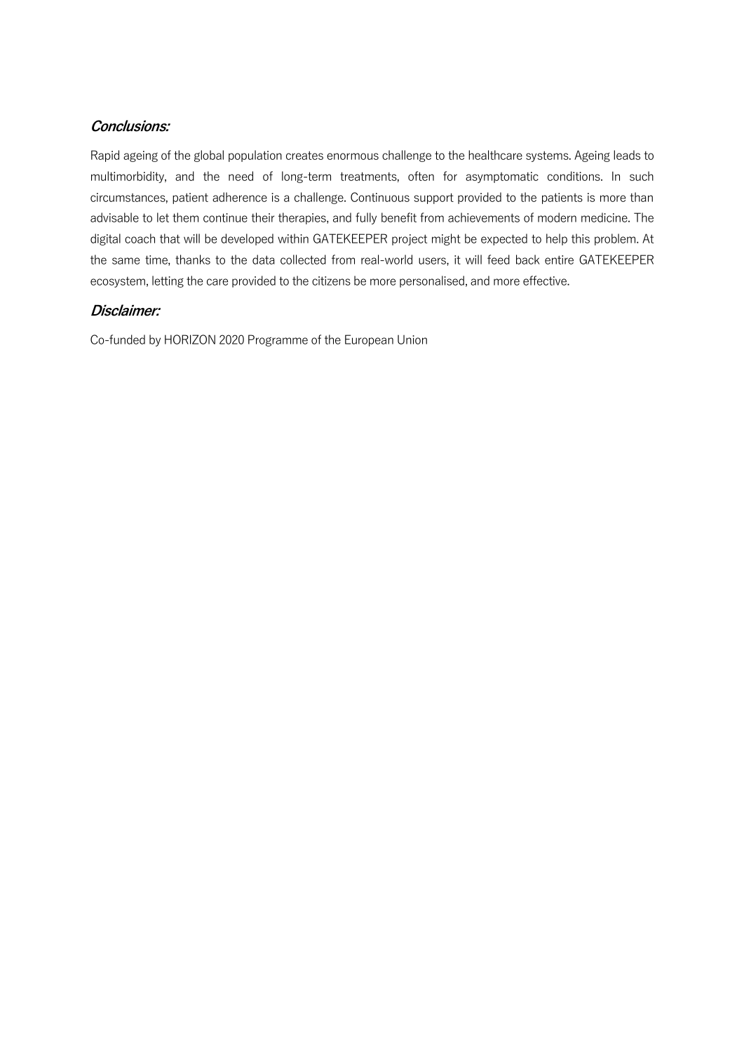### *Conclusions:*

Rapid ageing of the global population creates enormous challenge to the healthcare systems. Ageing leads to multimorbidity, and the need of long-term treatments, often for asymptomatic conditions. In such circumstances, patient adherence is a challenge. Continuous support provided to the patients is more than advisable to let them continue their therapies, and fully benefit from achievements of modern medicine. The digital coach that will be developed within GATEKEEPER project might be expected to help this problem. At the same time, thanks to the data collected from real-world users, it will feed back entire GATEKEEPER ecosystem, letting the care provided to the citizens be more personalised, and more effective.

### *Disclaimer:*

Co-funded by HORIZON 2020 Programme of the European Union